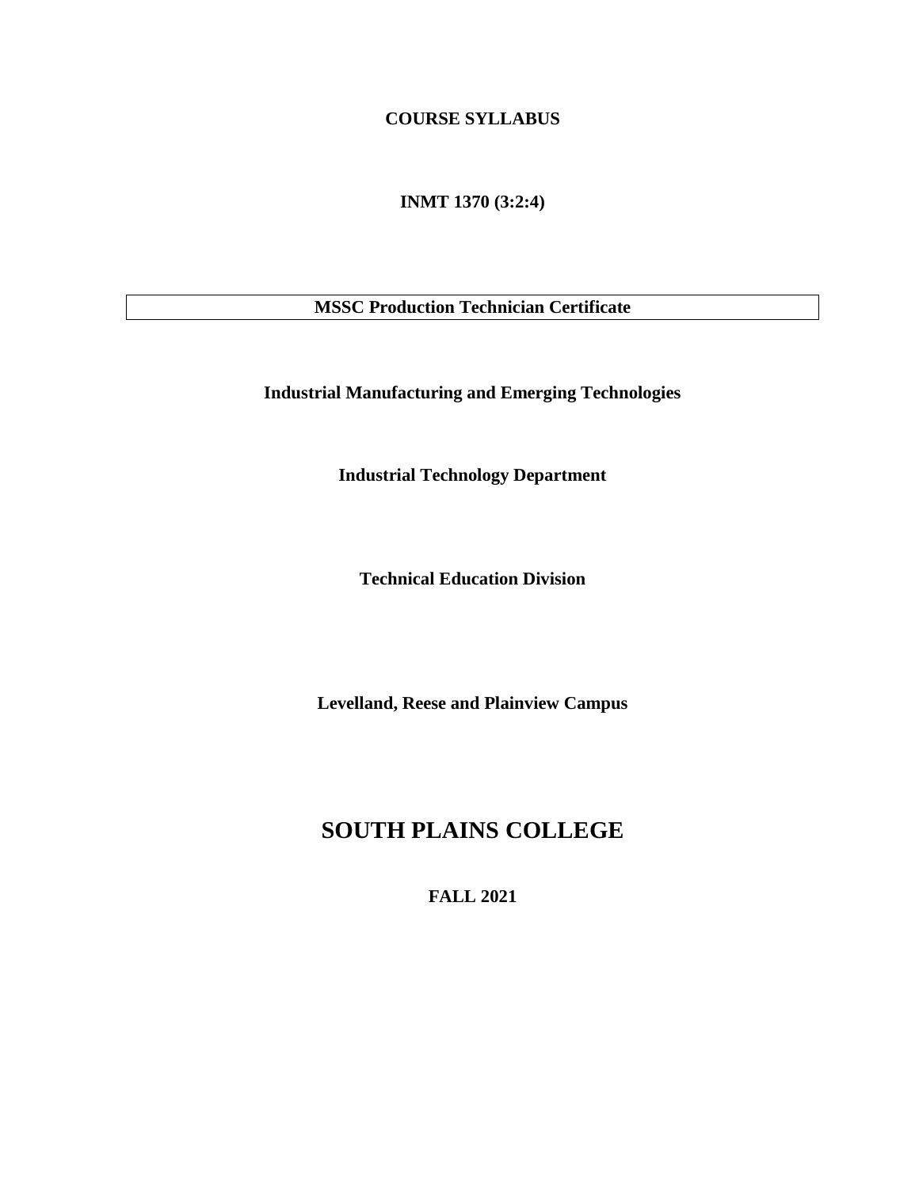**COURSE SYLLABUS**

**INMT 1370 (3:2:4)**

**MSSC Production Technician Certificate**

**Industrial Manufacturing and Emerging Technologies**

**Industrial Technology Department**

**Technical Education Division**

**Levelland, Reese and Plainview Campus**

# SOUTH PLAINS COLLEGE

**FALL 2021**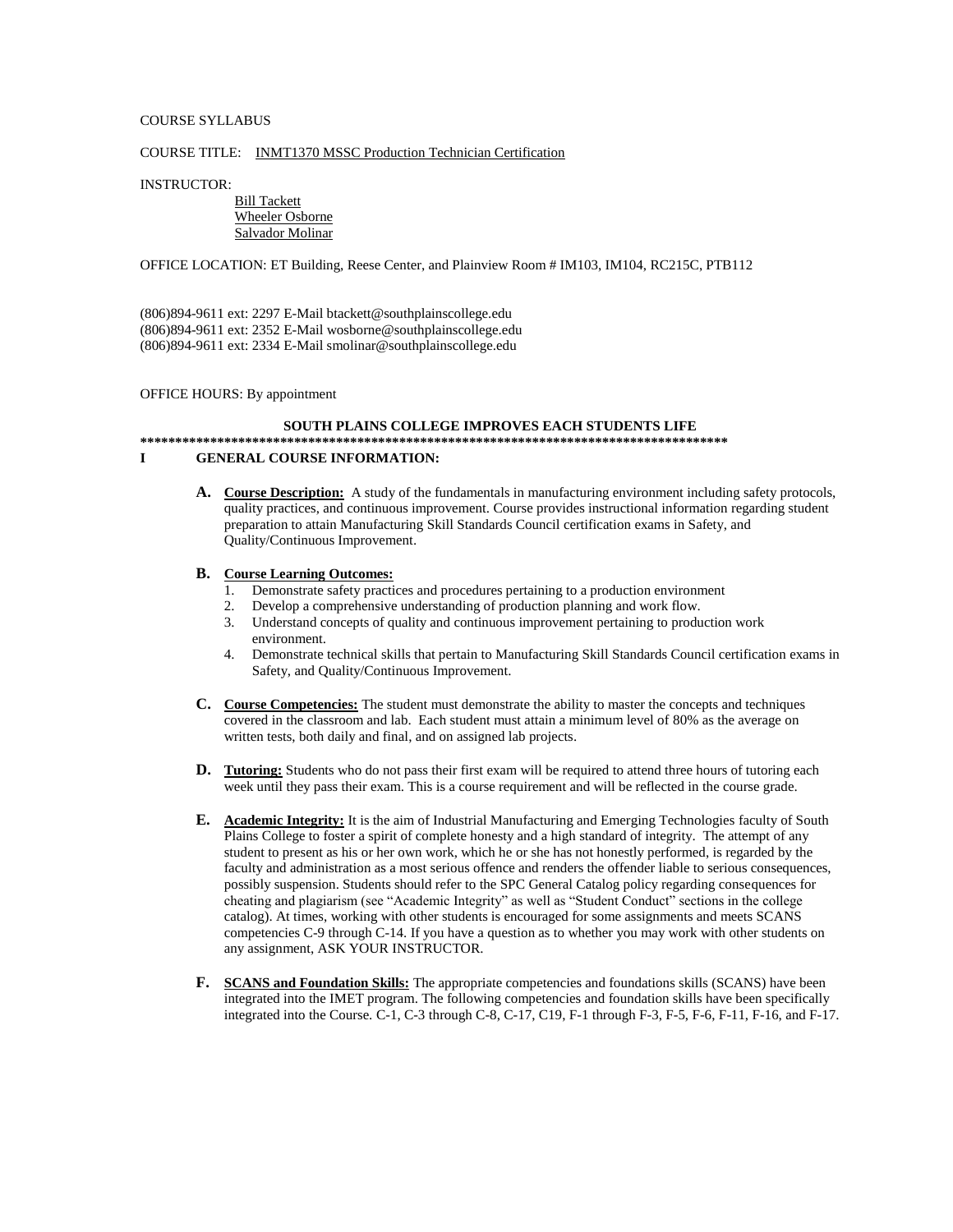COURSE SYLLABUS

COURSE TITLE: INMT1370 MSSC Production Technician Certification

INSTRUCTOR:

Bill Tackett
Wheeler Osborne
Salvador Molinar

OFFICE LOCATION: ET Building, Reese Center, and Plainview Room # IM103, IM104, RC215C, PTB112

(806)894-9611 ext: 2297 E-Mail btackett@southplainscollege.edu
(806)894-9611 ext: 2352 E-Mail wosborne@southplainscollege.edu
(806)894-9611 ext: 2334 E-Mail smolinar@southplainscollege.edu

OFFICE HOURS: By appointment

**SOUTH PLAINS COLLEGE IMPROVES EACH STUDENTS LIFE**

**************************************************************************************

## I GENERAL COURSE INFORMATION:

**A. Course Description:** A study of the fundamentals in manufacturing environment including safety protocols, quality practices, and continuous improvement. Course provides instructional information regarding student preparation to attain Manufacturing Skill Standards Council certification exams in Safety, and Quality/Continuous Improvement.

**B. Course Learning Outcomes:**

1. Demonstrate safety practices and procedures pertaining to a production environment
2. Develop a comprehensive understanding of production planning and work flow.
3. Understand concepts of quality and continuous improvement pertaining to production work environment.
4. Demonstrate technical skills that pertain to Manufacturing Skill Standards Council certification exams in Safety, and Quality/Continuous Improvement.

**C. Course Competencies:** The student must demonstrate the ability to master the concepts and techniques covered in the classroom and lab. Each student must attain a minimum level of 80% as the average on written tests, both daily and final, and on assigned lab projects.

**D. Tutoring:** Students who do not pass their first exam will be required to attend three hours of tutoring each week until they pass their exam. This is a course requirement and will be reflected in the course grade.

**E. Academic Integrity:** It is the aim of Industrial Manufacturing and Emerging Technologies faculty of South Plains College to foster a spirit of complete honesty and a high standard of integrity. The attempt of any student to present as his or her own work, which he or she has not honestly performed, is regarded by the faculty and administration as a most serious offence and renders the offender liable to serious consequences, possibly suspension. Students should refer to the SPC General Catalog policy regarding consequences for cheating and plagiarism (see "Academic Integrity" as well as "Student Conduct" sections in the college catalog). At times, working with other students is encouraged for some assignments and meets SCANS competencies C-9 through C-14. If you have a question as to whether you may work with other students on any assignment, ASK YOUR INSTRUCTOR.

**F. SCANS and Foundation Skills:** The appropriate competencies and foundations skills (SCANS) have been integrated into the IMET program. The following competencies and foundation skills have been specifically integrated into the Course. C-1, C-3 through C-8, C-17, C19, F-1 through F-3, F-5, F-6, F-11, F-16, and F-17.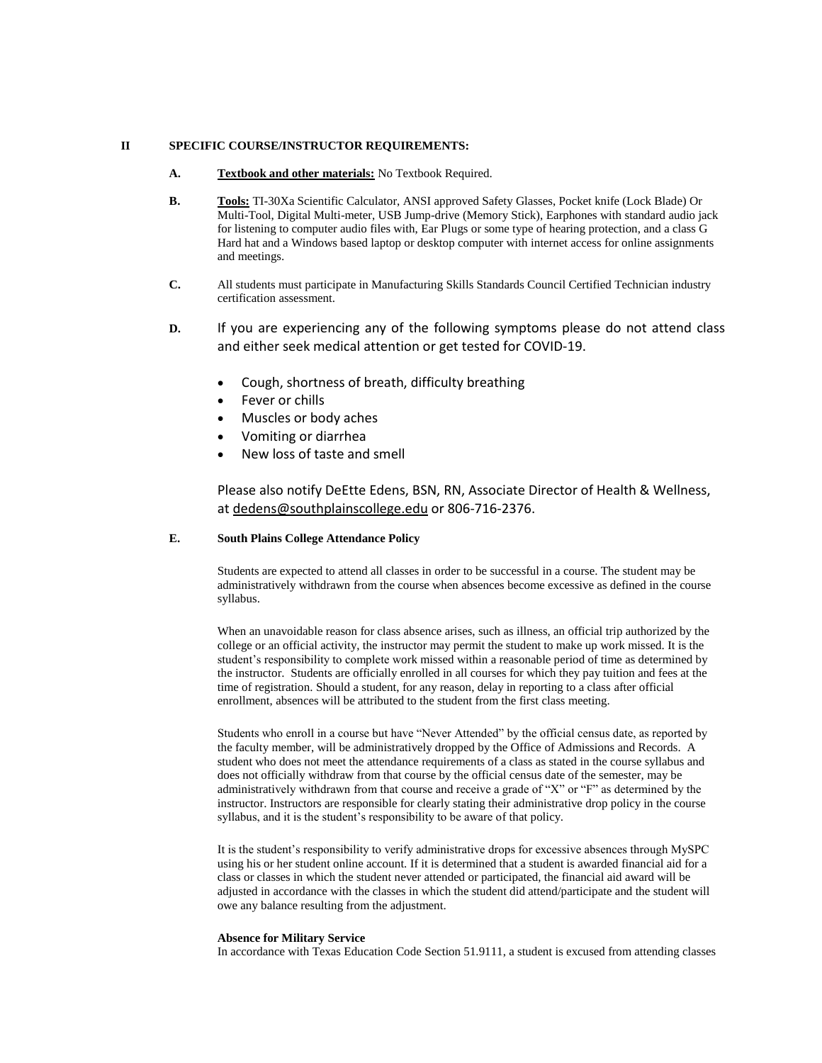## II SPECIFIC COURSE/INSTRUCTOR REQUIREMENTS:

**A.** **Textbook and other materials:** No Textbook Required.

**B.** **Tools:** TI-30Xa Scientific Calculator, ANSI approved Safety Glasses, Pocket knife (Lock Blade) Or Multi-Tool, Digital Multi-meter, USB Jump-drive (Memory Stick), Earphones with standard audio jack for listening to computer audio files with, Ear Plugs or some type of hearing protection, and a class G Hard hat and a Windows based laptop or desktop computer with internet access for online assignments and meetings.

**C.** All students must participate in Manufacturing Skills Standards Council Certified Technician industry certification assessment.

**D.** If you are experiencing any of the following symptoms please do not attend class and either seek medical attention or get tested for COVID-19.

- Cough, shortness of breath, difficulty breathing
- Fever or chills
- Muscles or body aches
- Vomiting or diarrhea
- New loss of taste and smell

Please also notify DeEtte Edens, BSN, RN, Associate Director of Health & Wellness, at dedens@southplainscollege.edu or 806-716-2376.

**E.** **South Plains College Attendance Policy**

Students are expected to attend all classes in order to be successful in a course. The student may be administratively withdrawn from the course when absences become excessive as defined in the course syllabus.

When an unavoidable reason for class absence arises, such as illness, an official trip authorized by the college or an official activity, the instructor may permit the student to make up work missed. It is the student's responsibility to complete work missed within a reasonable period of time as determined by the instructor. Students are officially enrolled in all courses for which they pay tuition and fees at the time of registration. Should a student, for any reason, delay in reporting to a class after official enrollment, absences will be attributed to the student from the first class meeting.

Students who enroll in a course but have "Never Attended" by the official census date, as reported by the faculty member, will be administratively dropped by the Office of Admissions and Records. A student who does not meet the attendance requirements of a class as stated in the course syllabus and does not officially withdraw from that course by the official census date of the semester, may be administratively withdrawn from that course and receive a grade of "X" or "F" as determined by the instructor. Instructors are responsible for clearly stating their administrative drop policy in the course syllabus, and it is the student's responsibility to be aware of that policy.

It is the student's responsibility to verify administrative drops for excessive absences through MySPC using his or her student online account. If it is determined that a student is awarded financial aid for a class or classes in which the student never attended or participated, the financial aid award will be adjusted in accordance with the classes in which the student did attend/participate and the student will owe any balance resulting from the adjustment.

**Absence for Military Service**

In accordance with Texas Education Code Section 51.9111, a student is excused from attending classes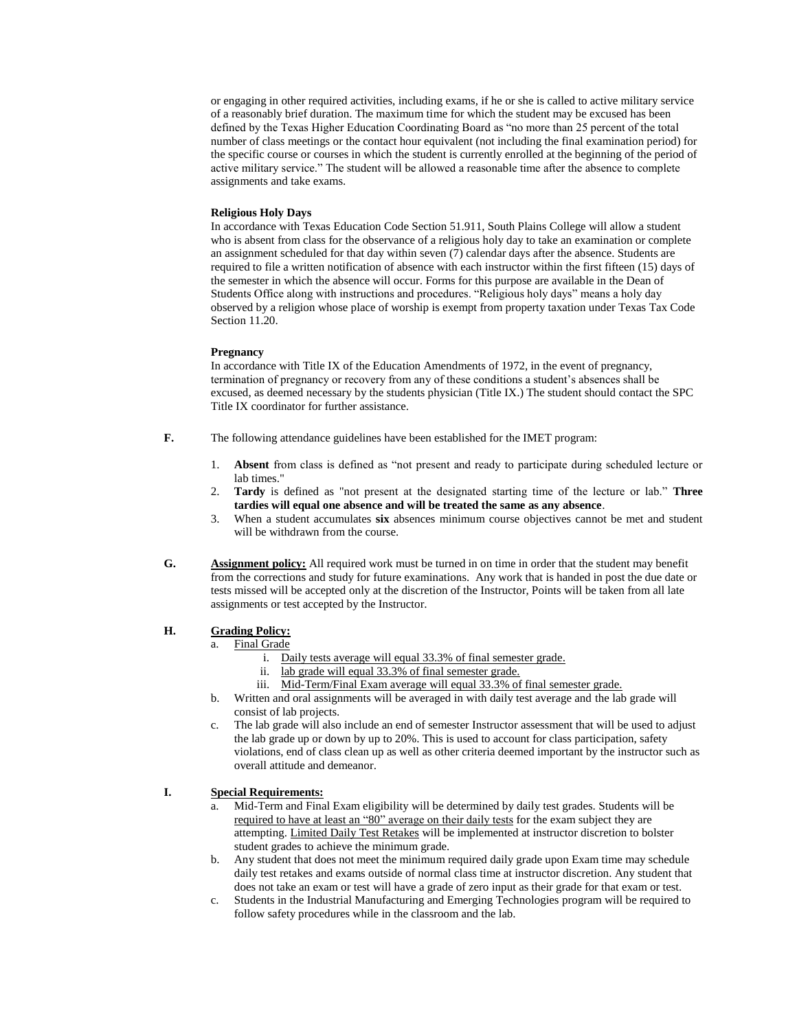or engaging in other required activities, including exams, if he or she is called to active military service of a reasonably brief duration. The maximum time for which the student may be excused has been defined by the Texas Higher Education Coordinating Board as "no more than 25 percent of the total number of class meetings or the contact hour equivalent (not including the final examination period) for the specific course or courses in which the student is currently enrolled at the beginning of the period of active military service." The student will be allowed a reasonable time after the absence to complete assignments and take exams.

**Religious Holy Days**

In accordance with Texas Education Code Section 51.911, South Plains College will allow a student who is absent from class for the observance of a religious holy day to take an examination or complete an assignment scheduled for that day within seven (7) calendar days after the absence. Students are required to file a written notification of absence with each instructor within the first fifteen (15) days of the semester in which the absence will occur. Forms for this purpose are available in the Dean of Students Office along with instructions and procedures. "Religious holy days" means a holy day observed by a religion whose place of worship is exempt from property taxation under Texas Tax Code Section 11.20.

**Pregnancy**

In accordance with Title IX of the Education Amendments of 1972, in the event of pregnancy, termination of pregnancy or recovery from any of these conditions a student's absences shall be excused, as deemed necessary by the students physician (Title IX.) The student should contact the SPC Title IX coordinator for further assistance.

**F.** The following attendance guidelines have been established for the IMET program:

1. **Absent** from class is defined as "not present and ready to participate during scheduled lecture or lab times."
2. **Tardy** is defined as "not present at the designated starting time of the lecture or lab." **Three tardies will equal one absence and will be treated the same as any absence**.
3. When a student accumulates **six** absences minimum course objectives cannot be met and student will be withdrawn from the course.

**G.** **Assignment policy:** All required work must be turned in on time in order that the student may benefit from the corrections and study for future examinations. Any work that is handed in post the due date or tests missed will be accepted only at the discretion of the Instructor, Points will be taken from all late assignments or test accepted by the Instructor.

**H.** **Grading Policy:**

a. Final Grade
   i. Daily tests average will equal 33.3% of final semester grade.
   ii. lab grade will equal 33.3% of final semester grade.
   iii. Mid-Term/Final Exam average will equal 33.3% of final semester grade.

b. Written and oral assignments will be averaged in with daily test average and the lab grade will consist of lab projects.

c. The lab grade will also include an end of semester Instructor assessment that will be used to adjust the lab grade up or down by up to 20%. This is used to account for class participation, safety violations, end of class clean up as well as other criteria deemed important by the instructor such as overall attitude and demeanor.

**I.** **Special Requirements:**

a. Mid-Term and Final Exam eligibility will be determined by daily test grades. Students will be required to have at least an "80" average on their daily tests for the exam subject they are attempting. Limited Daily Test Retakes will be implemented at instructor discretion to bolster student grades to achieve the minimum grade.

b. Any student that does not meet the minimum required daily grade upon Exam time may schedule daily test retakes and exams outside of normal class time at instructor discretion. Any student that does not take an exam or test will have a grade of zero input as their grade for that exam or test.

c. Students in the Industrial Manufacturing and Emerging Technologies program will be required to follow safety procedures while in the classroom and the lab.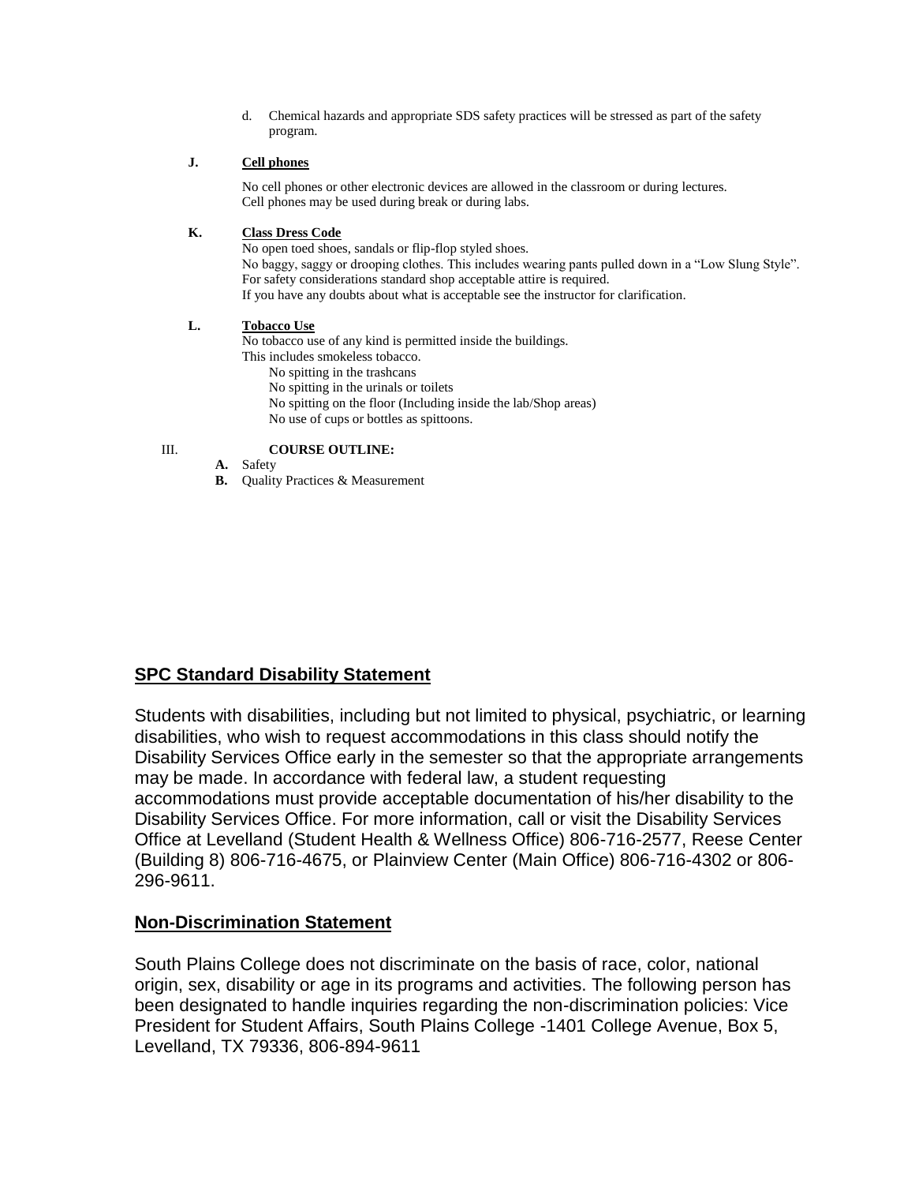d. Chemical hazards and appropriate SDS safety practices will be stressed as part of the safety program.

**J. Cell phones**

No cell phones or other electronic devices are allowed in the classroom or during lectures.
Cell phones may be used during break or during labs.

**K. Class Dress Code**

No open toed shoes, sandals or flip-flop styled shoes.
No baggy, saggy or drooping clothes. This includes wearing pants pulled down in a "Low Slung Style".
For safety considerations standard shop acceptable attire is required.
If you have any doubts about what is acceptable see the instructor for clarification.

**L. Tobacco Use**

No tobacco use of any kind is permitted inside the buildings.
This includes smokeless tobacco.

- No spitting in the trashcans
- No spitting in the urinals or toilets
- No spitting on the floor (Including inside the lab/Shop areas)
- No use of cups or bottles as spittoons.

III. **COURSE OUTLINE:**

- **A.** Safety
- **B.** Quality Practices & Measurement

## SPC Standard Disability Statement

Students with disabilities, including but not limited to physical, psychiatric, or learning disabilities, who wish to request accommodations in this class should notify the Disability Services Office early in the semester so that the appropriate arrangements may be made. In accordance with federal law, a student requesting accommodations must provide acceptable documentation of his/her disability to the Disability Services Office. For more information, call or visit the Disability Services Office at Levelland (Student Health & Wellness Office) 806-716-2577, Reese Center (Building 8) 806-716-4675, or Plainview Center (Main Office) 806-716-4302 or 806-296-9611.

## Non-Discrimination Statement

South Plains College does not discriminate on the basis of race, color, national origin, sex, disability or age in its programs and activities. The following person has been designated to handle inquiries regarding the non-discrimination policies: Vice President for Student Affairs, South Plains College -1401 College Avenue, Box 5, Levelland, TX 79336, 806-894-9611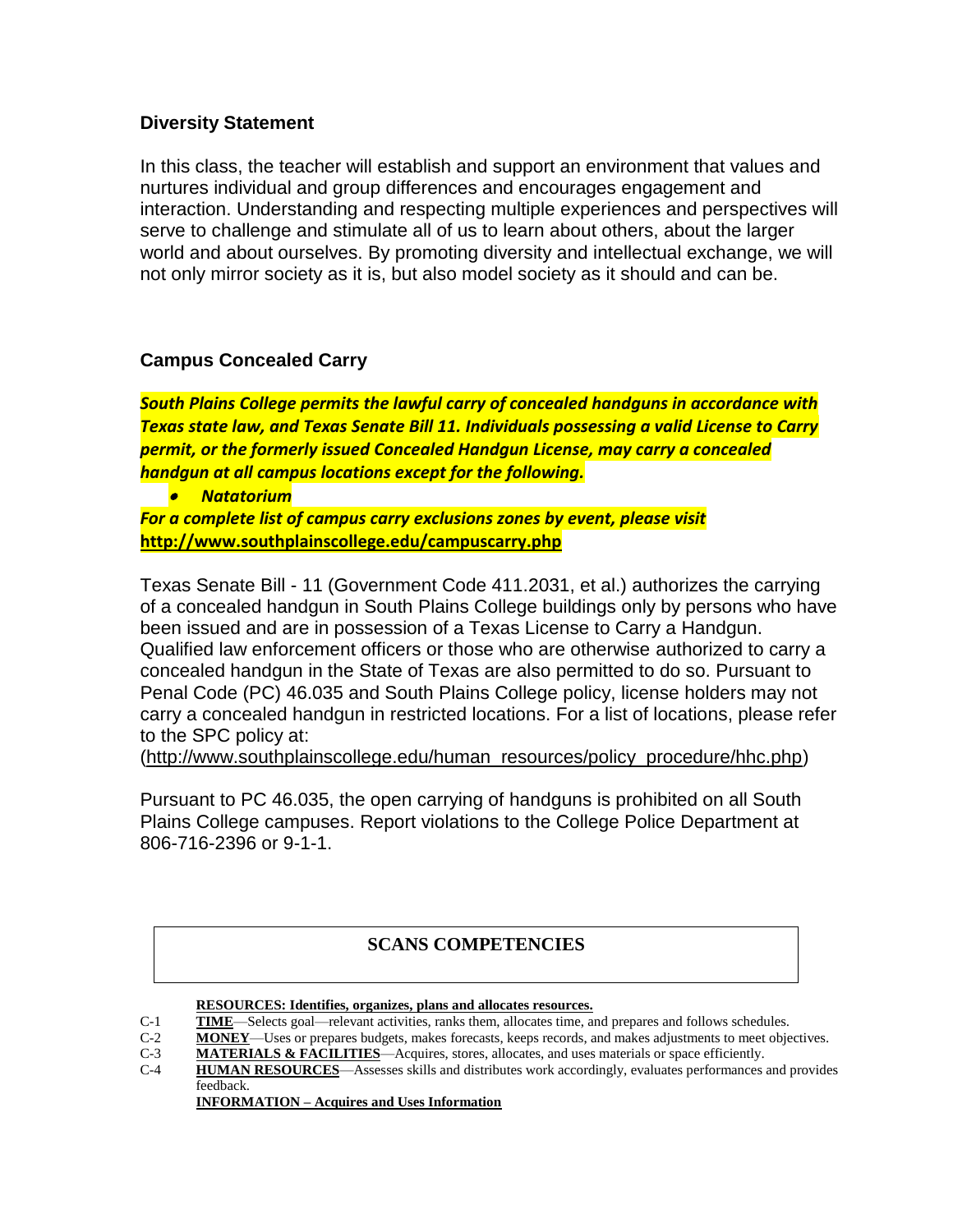### Diversity Statement

In this class, the teacher will establish and support an environment that values and nurtures individual and group differences and encourages engagement and interaction. Understanding and respecting multiple experiences and perspectives will serve to challenge and stimulate all of us to learn about others, about the larger world and about ourselves. By promoting diversity and intellectual exchange, we will not only mirror society as it is, but also model society as it should and can be.

### Campus Concealed Carry

***South Plains College permits the lawful carry of concealed handguns in accordance with Texas state law, and Texas Senate Bill 11. Individuals possessing a valid License to Carry permit, or the formerly issued Concealed Handgun License, may carry a concealed handgun at all campus locations except for the following.***

- ***Natatorium***

***For a complete list of campus carry exclusions zones by event, please visit*** **http://www.southplainscollege.edu/campuscarry.php**

Texas Senate Bill - 11 (Government Code 411.2031, et al.) authorizes the carrying of a concealed handgun in South Plains College buildings only by persons who have been issued and are in possession of a Texas License to Carry a Handgun. Qualified law enforcement officers or those who are otherwise authorized to carry a concealed handgun in the State of Texas are also permitted to do so. Pursuant to Penal Code (PC) 46.035 and South Plains College policy, license holders may not carry a concealed handgun in restricted locations. For a list of locations, please refer to the SPC policy at: (http://www.southplainscollege.edu/human_resources/policy_procedure/hhc.php)

Pursuant to PC 46.035, the open carrying of handguns is prohibited on all South Plains College campuses. Report violations to the College Police Department at 806-716-2396 or 9-1-1.

### SCANS COMPETENCIES

**RESOURCES: Identifies, organizes, plans and allocates resources.**

C-1 **TIME**—Selects goal—relevant activities, ranks them, allocates time, and prepares and follows schedules.

C-2 **MONEY**—Uses or prepares budgets, makes forecasts, keeps records, and makes adjustments to meet objectives.

C-3 **MATERIALS & FACILITIES**—Acquires, stores, allocates, and uses materials or space efficiently.

C-4 **HUMAN RESOURCES**—Assesses skills and distributes work accordingly, evaluates performances and provides feedback.

**INFORMATION – Acquires and Uses Information**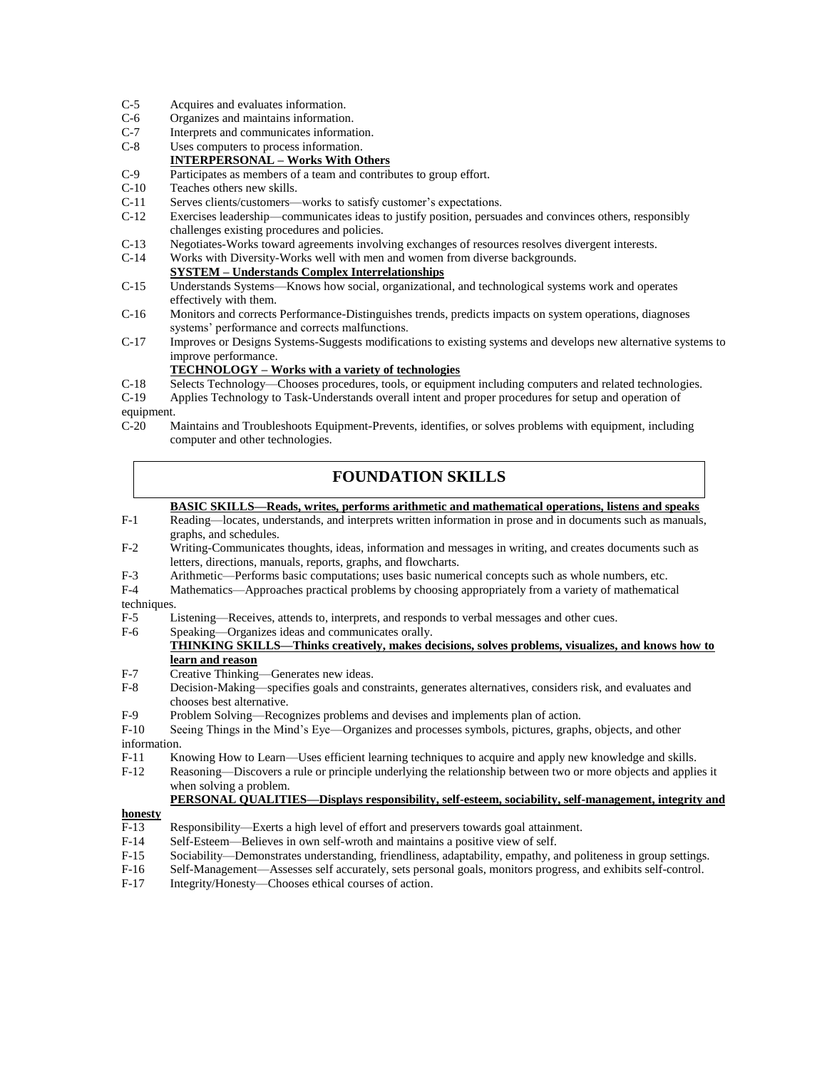C-5 Acquires and evaluates information.
C-6 Organizes and maintains information.
C-7 Interprets and communicates information.
C-8 Uses computers to process information.

**INTERPERSONAL – Works With Others**

C-9 Participates as members of a team and contributes to group effort.
C-10 Teaches others new skills.
C-11 Serves clients/customers—works to satisfy customer's expectations.
C-12 Exercises leadership—communicates ideas to justify position, persuades and convinces others, responsibly challenges existing procedures and policies.
C-13 Negotiates-Works toward agreements involving exchanges of resources resolves divergent interests.
C-14 Works with Diversity-Works well with men and women from diverse backgrounds.

**SYSTEM – Understands Complex Interrelationships**

C-15 Understands Systems—Knows how social, organizational, and technological systems work and operates effectively with them.
C-16 Monitors and corrects Performance-Distinguishes trends, predicts impacts on system operations, diagnoses systems' performance and corrects malfunctions.
C-17 Improves or Designs Systems-Suggests modifications to existing systems and develops new alternative systems to improve performance.

**TECHNOLOGY – Works with a variety of technologies**

C-18 Selects Technology—Chooses procedures, tools, or equipment including computers and related technologies.
C-19 Applies Technology to Task-Understands overall intent and proper procedures for setup and operation of equipment.
C-20 Maintains and Troubleshoots Equipment-Prevents, identifies, or solves problems with equipment, including computer and other technologies.

## FOUNDATION SKILLS

**BASIC SKILLS—Reads, writes, performs arithmetic and mathematical operations, listens and speaks**

F-1 Reading—locates, understands, and interprets written information in prose and in documents such as manuals, graphs, and schedules.
F-2 Writing-Communicates thoughts, ideas, information and messages in writing, and creates documents such as letters, directions, manuals, reports, graphs, and flowcharts.
F-3 Arithmetic—Performs basic computations; uses basic numerical concepts such as whole numbers, etc.
F-4 Mathematics—Approaches practical problems by choosing appropriately from a variety of mathematical techniques.
F-5 Listening—Receives, attends to, interprets, and responds to verbal messages and other cues.
F-6 Speaking—Organizes ideas and communicates orally.

**THINKING SKILLS—Thinks creatively, makes decisions, solves problems, visualizes, and knows how to learn and reason**

F-7 Creative Thinking—Generates new ideas.
F-8 Decision-Making—specifies goals and constraints, generates alternatives, considers risk, and evaluates and chooses best alternative.
F-9 Problem Solving—Recognizes problems and devises and implements plan of action.
F-10 Seeing Things in the Mind's Eye—Organizes and processes symbols, pictures, graphs, objects, and other information.
F-11 Knowing How to Learn—Uses efficient learning techniques to acquire and apply new knowledge and skills.
F-12 Reasoning—Discovers a rule or principle underlying the relationship between two or more objects and applies it when solving a problem.

**PERSONAL QUALITIES—Displays responsibility, self-esteem, sociability, self-management, integrity and honesty**

F-13 Responsibility—Exerts a high level of effort and preservers towards goal attainment.
F-14 Self-Esteem—Believes in own self-wroth and maintains a positive view of self.
F-15 Sociability—Demonstrates understanding, friendliness, adaptability, empathy, and politeness in group settings.
F-16 Self-Management—Assesses self accurately, sets personal goals, monitors progress, and exhibits self-control.
F-17 Integrity/Honesty—Chooses ethical courses of action.